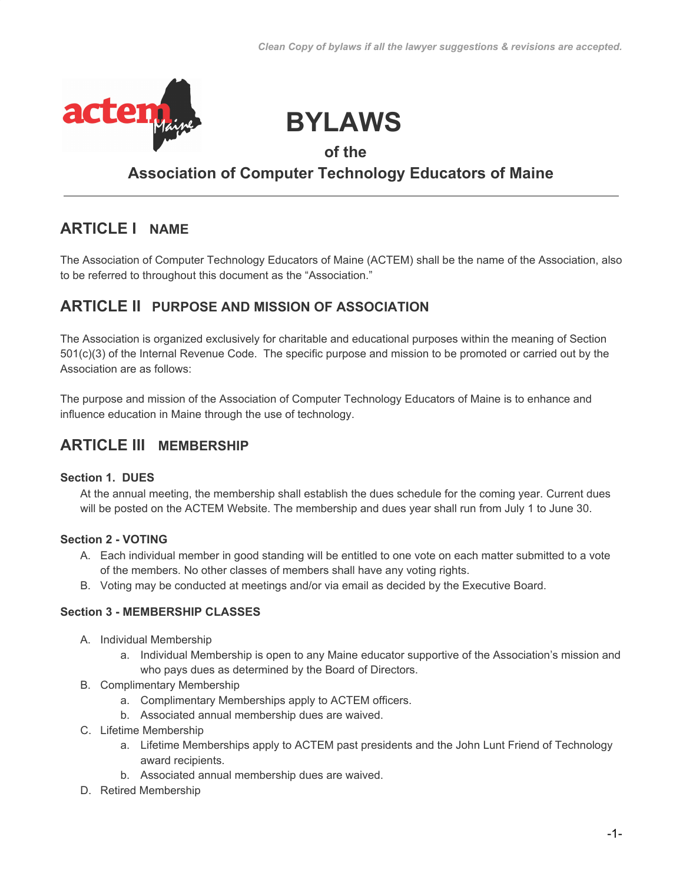*Clean Copy of bylaws if all the lawyer suggestions & revisions are accepted.*

# BYLAWS

### of the

### Association of Computer Technology Educators of Maine

---

## ARTICLE I NAME

The Association of Computer Technology Educators of Maine (ACTEM) shall be the name of the Association, also to be referred to throughout this document as the "Association."

## ARTICLE II PURPOSE AND MISSION OF ASSOCIATION

The Association is organized exclusively for charitable and educational purposes within the meaning of Section 501(c)(3) of the Internal Revenue Code. The specific purpose and mission to be promoted or carried out by the Association are as follows:

The purpose and mission of the Association of Computer Technology Educators of Maine is to enhance and influence education in Maine through the use of technology.

## ARTICLE III MEMBERSHIP

**Section 1. DUES**

At the annual meeting, the membership shall establish the dues schedule for the coming year. Current dues will be posted on the ACTEM Website. The membership and dues year shall run from July 1 to June 30.

**Section 2 - VOTING**

A. Each individual member in good standing will be entitled to one vote on each matter submitted to a vote of the members. No other classes of members shall have any voting rights.
B. Voting may be conducted at meetings and/or via email as decided by the Executive Board.

**Section 3 - MEMBERSHIP CLASSES**

A. Individual Membership
   a. Individual Membership is open to any Maine educator supportive of the Association's mission and who pays dues as determined by the Board of Directors.
B. Complimentary Membership
   a. Complimentary Memberships apply to ACTEM officers.
   b. Associated annual membership dues are waived.
C. Lifetime Membership
   a. Lifetime Memberships apply to ACTEM past presidents and the John Lunt Friend of Technology award recipients.
   b. Associated annual membership dues are waived.
D. Retired Membership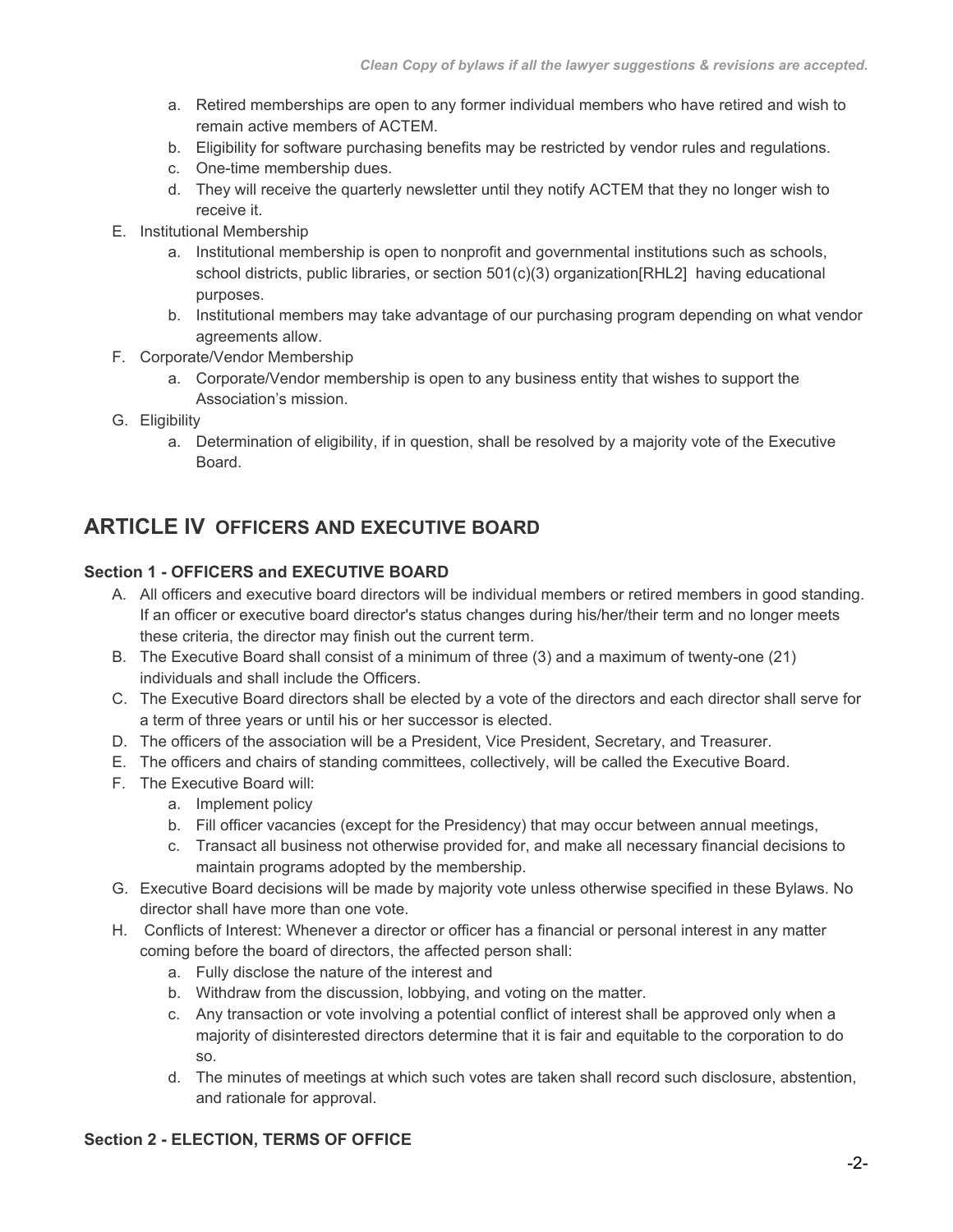a. Retired memberships are open to any former individual members who have retired and wish to remain active members of ACTEM.
b. Eligibility for software purchasing benefits may be restricted by vendor rules and regulations.
c. One-time membership dues.
d. They will receive the quarterly newsletter until they notify ACTEM that they no longer wish to receive it.

E. Institutional Membership
a. Institutional membership is open to nonprofit and governmental institutions such as schools, school districts, public libraries, or section 501(c)(3) organization[RHL2] having educational purposes.
b. Institutional members may take advantage of our purchasing program depending on what vendor agreements allow.

F. Corporate/Vendor Membership
a. Corporate/Vendor membership is open to any business entity that wishes to support the Association's mission.

G. Eligibility
a. Determination of eligibility, if in question, shall be resolved by a majority vote of the Executive Board.

## ARTICLE IV OFFICERS AND EXECUTIVE BOARD

### Section 1 - OFFICERS and EXECUTIVE BOARD

A. All officers and executive board directors will be individual members or retired members in good standing. If an officer or executive board director's status changes during his/her/their term and no longer meets these criteria, the director may finish out the current term.

B. The Executive Board shall consist of a minimum of three (3) and a maximum of twenty-one (21) individuals and shall include the Officers.

C. The Executive Board directors shall be elected by a vote of the directors and each director shall serve for a term of three years or until his or her successor is elected.

D. The officers of the association will be a President, Vice President, Secretary, and Treasurer.

E. The officers and chairs of standing committees, collectively, will be called the Executive Board.

F. The Executive Board will:
a. Implement policy
b. Fill officer vacancies (except for the Presidency) that may occur between annual meetings,
c. Transact all business not otherwise provided for, and make all necessary financial decisions to maintain programs adopted by the membership.

G. Executive Board decisions will be made by majority vote unless otherwise specified in these Bylaws. No director shall have more than one vote.

H. Conflicts of Interest: Whenever a director or officer has a financial or personal interest in any matter coming before the board of directors, the affected person shall:
a. Fully disclose the nature of the interest and
b. Withdraw from the discussion, lobbying, and voting on the matter.
c. Any transaction or vote involving a potential conflict of interest shall be approved only when a majority of disinterested directors determine that it is fair and equitable to the corporation to do so.
d. The minutes of meetings at which such votes are taken shall record such disclosure, abstention, and rationale for approval.

### Section 2 - ELECTION, TERMS OF OFFICE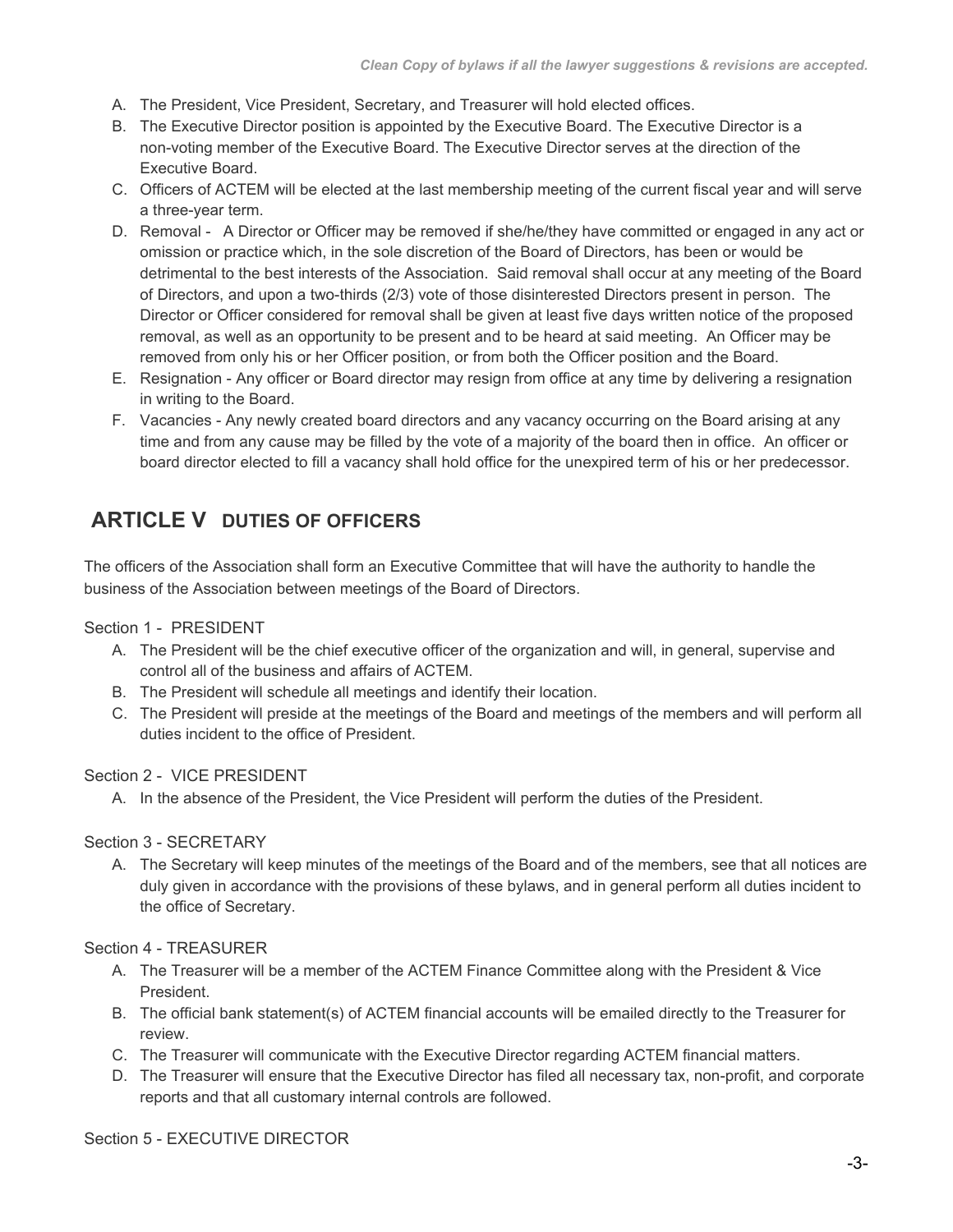A. The President, Vice President, Secretary, and Treasurer will hold elected offices.
B. The Executive Director position is appointed by the Executive Board. The Executive Director is a non-voting member of the Executive Board. The Executive Director serves at the direction of the Executive Board.
C. Officers of ACTEM will be elected at the last membership meeting of the current fiscal year and will serve a three-year term.
D. Removal - A Director or Officer may be removed if she/he/they have committed or engaged in any act or omission or practice which, in the sole discretion of the Board of Directors, has been or would be detrimental to the best interests of the Association. Said removal shall occur at any meeting of the Board of Directors, and upon a two-thirds (2/3) vote of those disinterested Directors present in person. The Director or Officer considered for removal shall be given at least five days written notice of the proposed removal, as well as an opportunity to be present and to be heard at said meeting. An Officer may be removed from only his or her Officer position, or from both the Officer position and the Board.
E. Resignation - Any officer or Board director may resign from office at any time by delivering a resignation in writing to the Board.
F. Vacancies - Any newly created board directors and any vacancy occurring on the Board arising at any time and from any cause may be filled by the vote of a majority of the board then in office. An officer or board director elected to fill a vacancy shall hold office for the unexpired term of his or her predecessor.

## ARTICLE V DUTIES OF OFFICERS

The officers of the Association shall form an Executive Committee that will have the authority to handle the business of the Association between meetings of the Board of Directors.

Section 1 - PRESIDENT

A. The President will be the chief executive officer of the organization and will, in general, supervise and control all of the business and affairs of ACTEM.
B. The President will schedule all meetings and identify their location.
C. The President will preside at the meetings of the Board and meetings of the members and will perform all duties incident to the office of President.

Section 2 - VICE PRESIDENT

A. In the absence of the President, the Vice President will perform the duties of the President.

Section 3 - SECRETARY

A. The Secretary will keep minutes of the meetings of the Board and of the members, see that all notices are duly given in accordance with the provisions of these bylaws, and in general perform all duties incident to the office of Secretary.

Section 4 - TREASURER

A. The Treasurer will be a member of the ACTEM Finance Committee along with the President & Vice President.
B. The official bank statement(s) of ACTEM financial accounts will be emailed directly to the Treasurer for review.
C. The Treasurer will communicate with the Executive Director regarding ACTEM financial matters.
D. The Treasurer will ensure that the Executive Director has filed all necessary tax, non-profit, and corporate reports and that all customary internal controls are followed.

Section 5 - EXECUTIVE DIRECTOR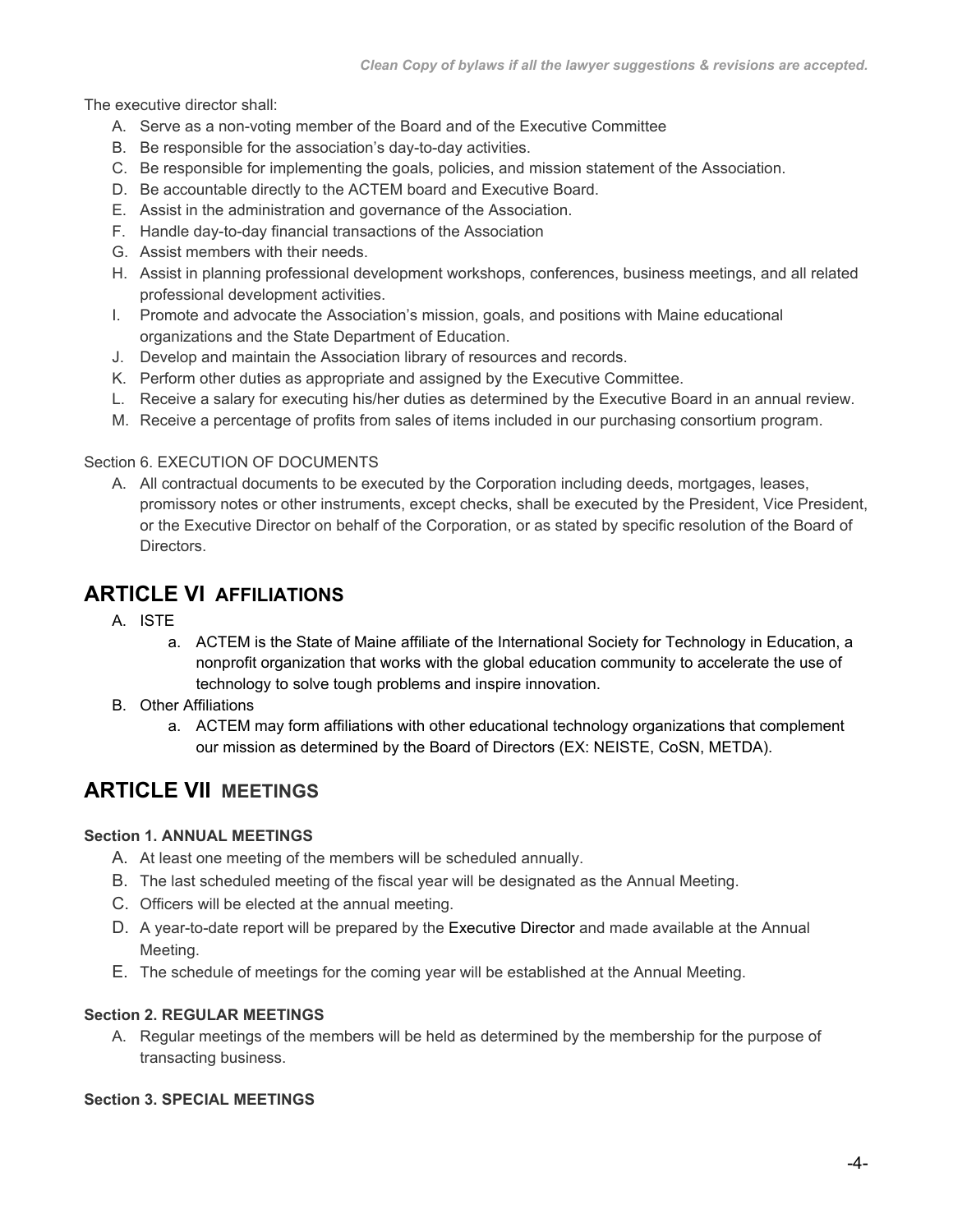The executive director shall:

A. Serve as a non-voting member of the Board and of the Executive Committee
B. Be responsible for the association's day-to-day activities.
C. Be responsible for implementing the goals, policies, and mission statement of the Association.
D. Be accountable directly to the ACTEM board and Executive Board.
E. Assist in the administration and governance of the Association.
F. Handle day-to-day financial transactions of the Association
G. Assist members with their needs.
H. Assist in planning professional development workshops, conferences, business meetings, and all related professional development activities.
I. Promote and advocate the Association's mission, goals, and positions with Maine educational organizations and the State Department of Education.
J. Develop and maintain the Association library of resources and records.
K. Perform other duties as appropriate and assigned by the Executive Committee.
L. Receive a salary for executing his/her duties as determined by the Executive Board in an annual review.
M. Receive a percentage of profits from sales of items included in our purchasing consortium program.

Section 6. EXECUTION OF DOCUMENTS

A. All contractual documents to be executed by the Corporation including deeds, mortgages, leases, promissory notes or other instruments, except checks, shall be executed by the President, Vice President, or the Executive Director on behalf of the Corporation, or as stated by specific resolution of the Board of Directors.

## ARTICLE VI AFFILIATIONS

A. ISTE
   a. ACTEM is the State of Maine affiliate of the International Society for Technology in Education, a nonprofit organization that works with the global education community to accelerate the use of technology to solve tough problems and inspire innovation.
B. Other Affiliations
   a. ACTEM may form affiliations with other educational technology organizations that complement our mission as determined by the Board of Directors (EX: NEISTE, CoSN, METDA).

## ARTICLE VII MEETINGS

**Section 1. ANNUAL MEETINGS**

A. At least one meeting of the members will be scheduled annually.
B. The last scheduled meeting of the fiscal year will be designated as the Annual Meeting.
C. Officers will be elected at the annual meeting.
D. A year-to-date report will be prepared by the Executive Director and made available at the Annual Meeting.
E. The schedule of meetings for the coming year will be established at the Annual Meeting.

**Section 2. REGULAR MEETINGS**

A. Regular meetings of the members will be held as determined by the membership for the purpose of transacting business.

**Section 3. SPECIAL MEETINGS**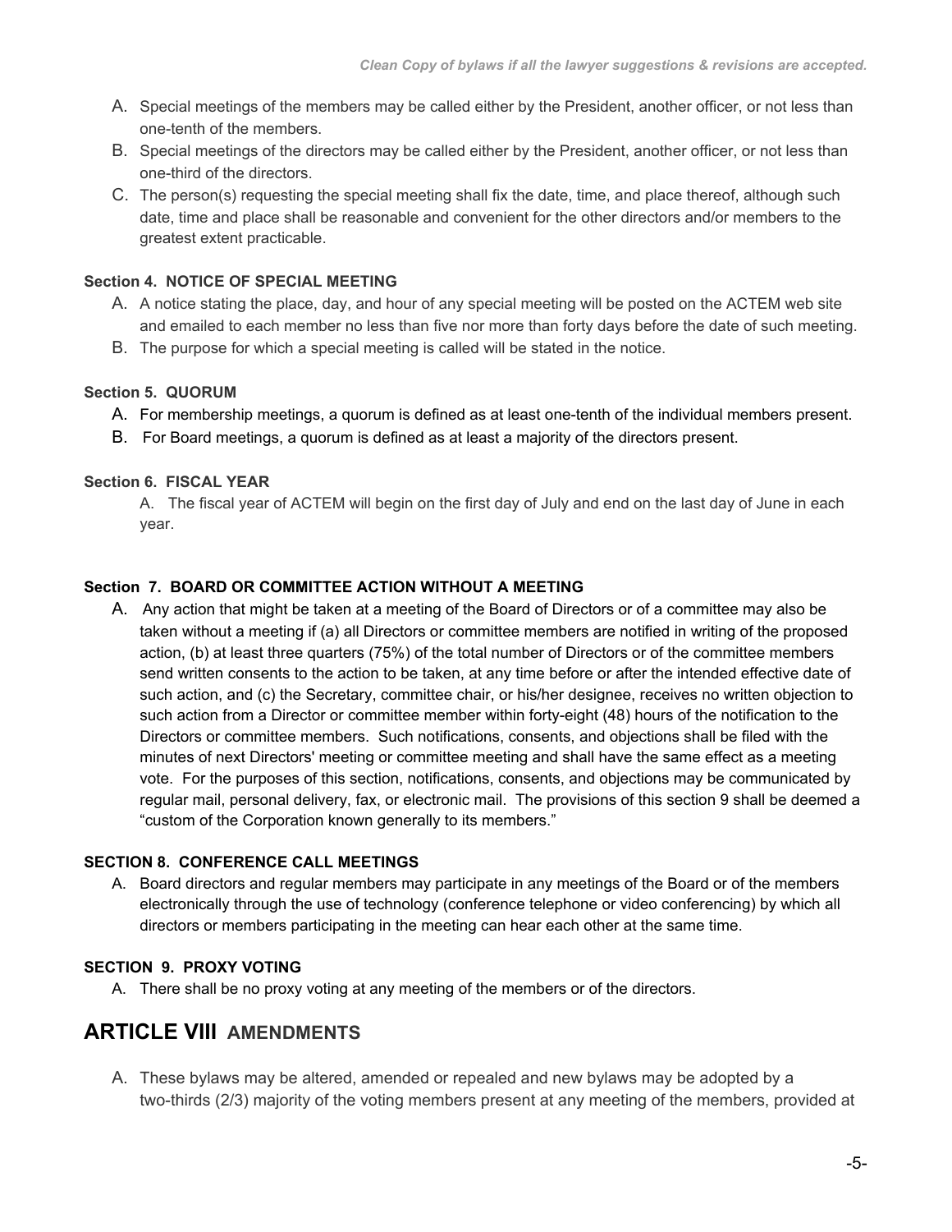A. Special meetings of the members may be called either by the President, another officer, or not less than one-tenth of the members.

B. Special meetings of the directors may be called either by the President, another officer, or not less than one-third of the directors.

C. The person(s) requesting the special meeting shall fix the date, time, and place thereof, although such date, time and place shall be reasonable and convenient for the other directors and/or members to the greatest extent practicable.

**Section 4. NOTICE OF SPECIAL MEETING**

A. A notice stating the place, day, and hour of any special meeting will be posted on the ACTEM web site and emailed to each member no less than five nor more than forty days before the date of such meeting.

B. The purpose for which a special meeting is called will be stated in the notice.

**Section 5. QUORUM**

A. For membership meetings, a quorum is defined as at least one-tenth of the individual members present.

B. For Board meetings, a quorum is defined as at least a majority of the directors present.

**Section 6. FISCAL YEAR**

A. The fiscal year of ACTEM will begin on the first day of July and end on the last day of June in each year.

**Section 7. BOARD OR COMMITTEE ACTION WITHOUT A MEETING**

A. Any action that might be taken at a meeting of the Board of Directors or of a committee may also be taken without a meeting if (a) all Directors or committee members are notified in writing of the proposed action, (b) at least three quarters (75%) of the total number of Directors or of the committee members send written consents to the action to be taken, at any time before or after the intended effective date of such action, and (c) the Secretary, committee chair, or his/her designee, receives no written objection to such action from a Director or committee member within forty-eight (48) hours of the notification to the Directors or committee members. Such notifications, consents, and objections shall be filed with the minutes of next Directors' meeting or committee meeting and shall have the same effect as a meeting vote. For the purposes of this section, notifications, consents, and objections may be communicated by regular mail, personal delivery, fax, or electronic mail. The provisions of this section 9 shall be deemed a "custom of the Corporation known generally to its members."

**SECTION 8. CONFERENCE CALL MEETINGS**

A. Board directors and regular members may participate in any meetings of the Board or of the members electronically through the use of technology (conference telephone or video conferencing) by which all directors or members participating in the meeting can hear each other at the same time.

**SECTION 9. PROXY VOTING**

A. There shall be no proxy voting at any meeting of the members or of the directors.

## ARTICLE VIII AMENDMENTS

A. These bylaws may be altered, amended or repealed and new bylaws may be adopted by a two-thirds (2/3) majority of the voting members present at any meeting of the members, provided at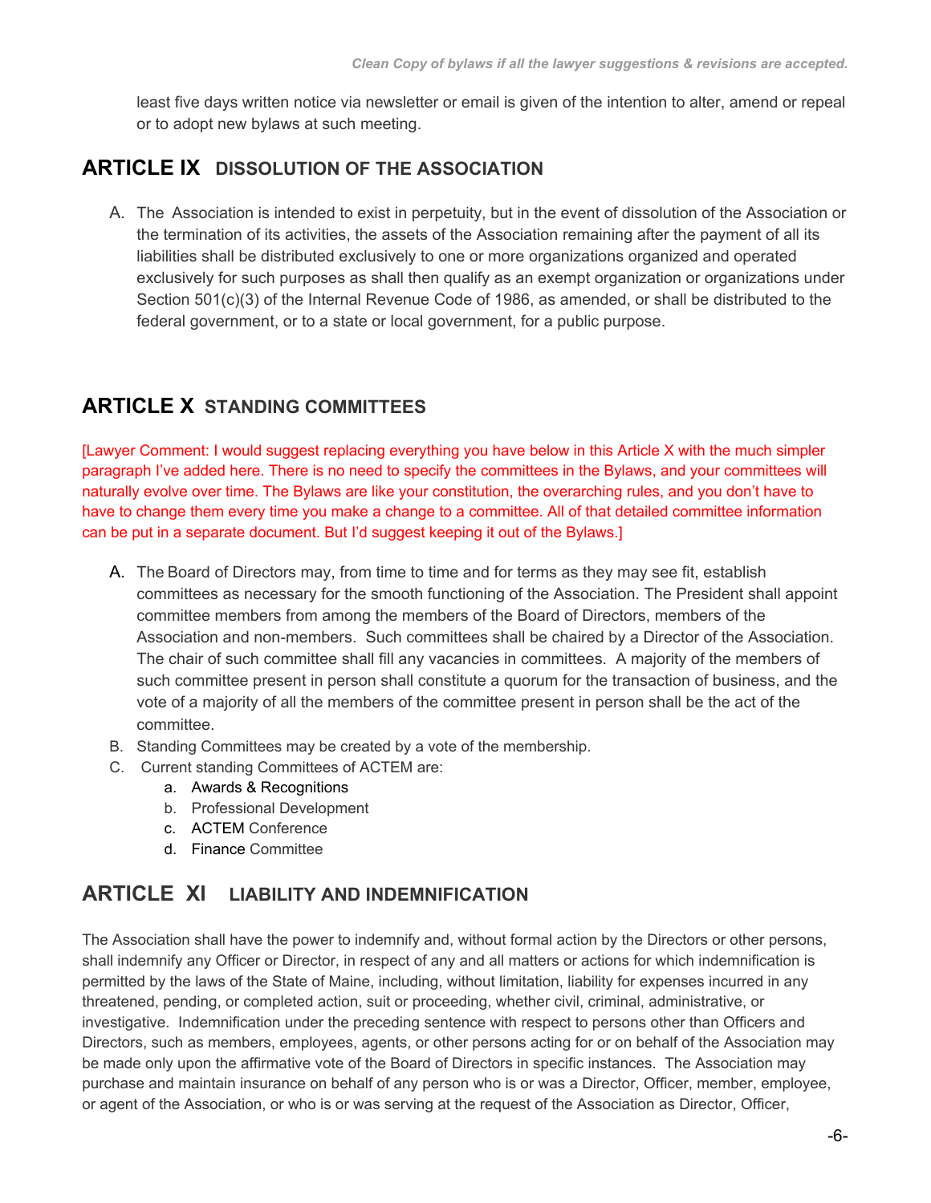least five days written notice via newsletter or email is given of the intention to alter, amend or repeal or to adopt new bylaws at such meeting.

## ARTICLE IX DISSOLUTION OF THE ASSOCIATION

A. The Association is intended to exist in perpetuity, but in the event of dissolution of the Association or the termination of its activities, the assets of the Association remaining after the payment of all its liabilities shall be distributed exclusively to one or more organizations organized and operated exclusively for such purposes as shall then qualify as an exempt organization or organizations under Section 501(c)(3) of the Internal Revenue Code of 1986, as amended, or shall be distributed to the federal government, or to a state or local government, for a public purpose.

## ARTICLE X STANDING COMMITTEES

[Lawyer Comment: I would suggest replacing everything you have below in this Article X with the much simpler paragraph I've added here. There is no need to specify the committees in the Bylaws, and your committees will naturally evolve over time. The Bylaws are like your constitution, the overarching rules, and you don't have to have to change them every time you make a change to a committee. All of that detailed committee information can be put in a separate document. But I'd suggest keeping it out of the Bylaws.]

A. The Board of Directors may, from time to time and for terms as they may see fit, establish committees as necessary for the smooth functioning of the Association. The President shall appoint committee members from among the members of the Board of Directors, members of the Association and non-members. Such committees shall be chaired by a Director of the Association. The chair of such committee shall fill any vacancies in committees. A majority of the members of such committee present in person shall constitute a quorum for the transaction of business, and the vote of a majority of all the members of the committee present in person shall be the act of the committee.
B. Standing Committees may be created by a vote of the membership.
C. Current standing Committees of ACTEM are:
   a. Awards & Recognitions
   b. Professional Development
   c. ACTEM Conference
   d. Finance Committee

## ARTICLE XI LIABILITY AND INDEMNIFICATION

The Association shall have the power to indemnify and, without formal action by the Directors or other persons, shall indemnify any Officer or Director, in respect of any and all matters or actions for which indemnification is permitted by the laws of the State of Maine, including, without limitation, liability for expenses incurred in any threatened, pending, or completed action, suit or proceeding, whether civil, criminal, administrative, or investigative. Indemnification under the preceding sentence with respect to persons other than Officers and Directors, such as members, employees, agents, or other persons acting for or on behalf of the Association may be made only upon the affirmative vote of the Board of Directors in specific instances. The Association may purchase and maintain insurance on behalf of any person who is or was a Director, Officer, member, employee, or agent of the Association, or who is or was serving at the request of the Association as Director, Officer,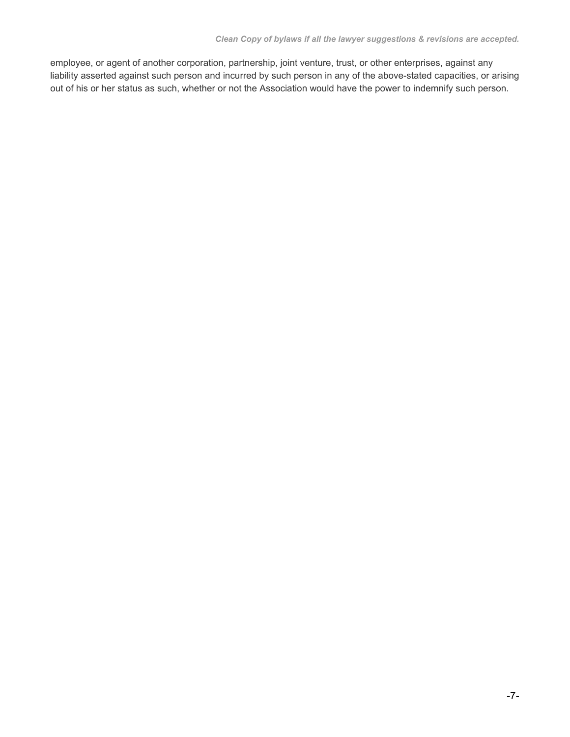employee, or agent of another corporation, partnership, joint venture, trust, or other enterprises, against any liability asserted against such person and incurred by such person in any of the above-stated capacities, or arising out of his or her status as such, whether or not the Association would have the power to indemnify such person.